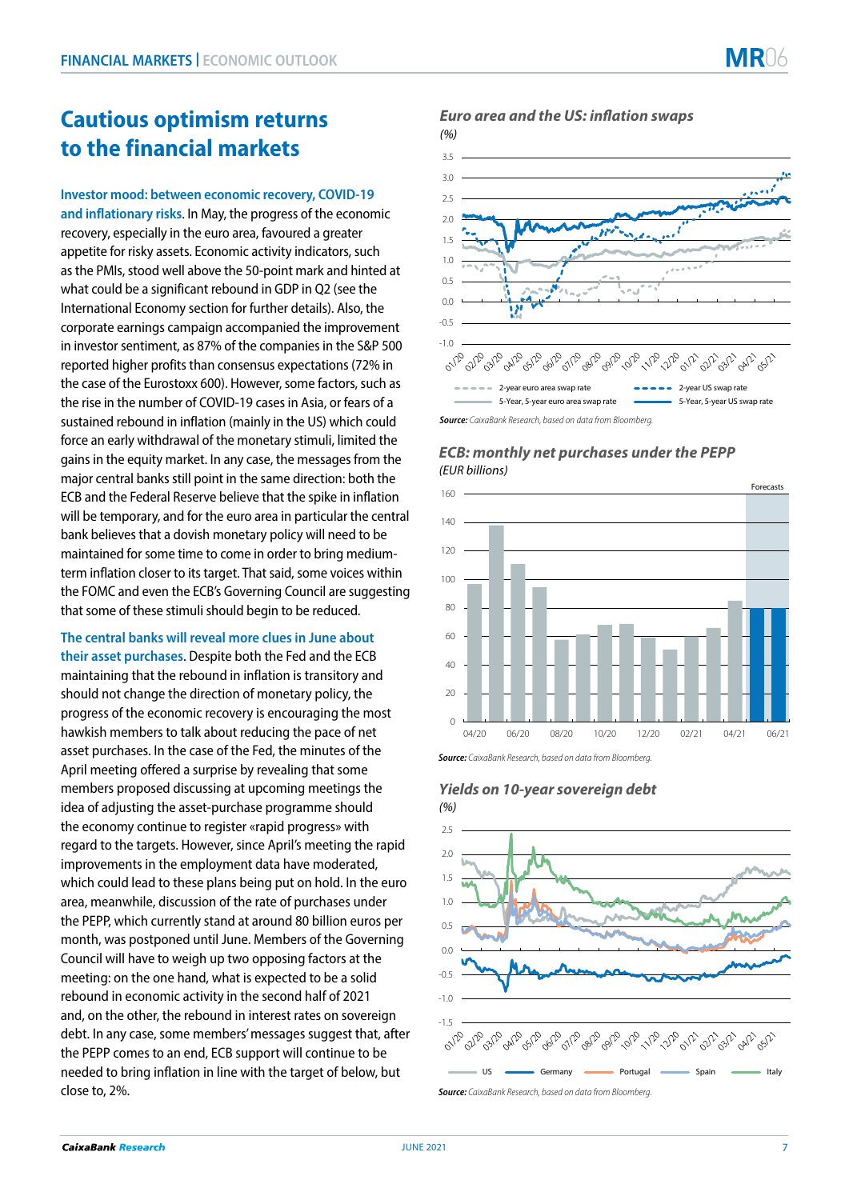# Cautious optimism returns to the financial markets

**Investor mood: between economic recovery, COVID-19 and inflationary risks.** In May, the progress of the economic recovery, especially in the euro area, favoured a greater appetite for risky assets. Economic activity indicators, such as the PMIs, stood well above the 50-point mark and hinted at what could be a significant rebound in GDP in Q2 (see the International Economy section for further details). Also, the corporate earnings campaign accompanied the improvement in investor sentiment, as 87% of the companies in the S&P 500 reported higher profits than consensus expectations (72% in the case of the Eurostoxx 600). However, some factors, such as the rise in the number of COVID-19 cases in Asia, or fears of a sustained rebound in inflation (mainly in the US) which could force an early withdrawal of the monetary stimuli, limited the gains in the equity market. In any case, the messages from the major central banks still point in the same direction: both the ECB and the Federal Reserve believe that the spike in inflation will be temporary, and for the euro area in particular the central bank believes that a dovish monetary policy will need to be maintained for some time to come in order to bring medium-term inflation closer to its target. That said, some voices within the FOMC and even the ECB's Governing Council are suggesting that some of these stimuli should begin to be reduced.

**The central banks will reveal more clues in June about their asset purchases.** Despite both the Fed and the ECB maintaining that the rebound in inflation is transitory and should not change the direction of monetary policy, the progress of the economic recovery is encouraging the most hawkish members to talk about reducing the pace of net asset purchases. In the case of the Fed, the minutes of the April meeting offered a surprise by revealing that some members proposed discussing at upcoming meetings the idea of adjusting the asset-purchase programme should the economy continue to register «rapid progress» with regard to the targets. However, since April's meeting the rapid improvements in the employment data have moderated, which could lead to these plans being put on hold. In the euro area, meanwhile, discussion of the rate of purchases under the PEPP, which currently stand at around 80 billion euros per month, was postponed until June. Members of the Governing Council will have to weigh up two opposing factors at the meeting: on the one hand, what is expected to be a solid rebound in economic activity in the second half of 2021 and, on the other, the rebound in interest rates on sovereign debt. In any case, some members' messages suggest that, after the PEPP comes to an end, ECB support will continue to be needed to bring inflation in line with the target of below, but close to, 2%.

***Euro area and the US: inflation swaps***
*(%)*

Legend: 2-year euro area swap rate; 5-Year, 5-year euro area swap rate; 2-year US swap rate; 5-Year, 5-year US swap rate

***Source:*** *CaixaBank Research, based on data from Bloomberg.*

***ECB: monthly net purchases under the PEPP***
*(EUR billions)*

Forecasts

***Source:*** *CaixaBank Research, based on data from Bloomberg.*

***Yields on 10-year sovereign debt***
*(%)*

Legend: US; Germany; Portugal; Spain; Italy

***Source:*** *CaixaBank Research, based on data from Bloomberg.*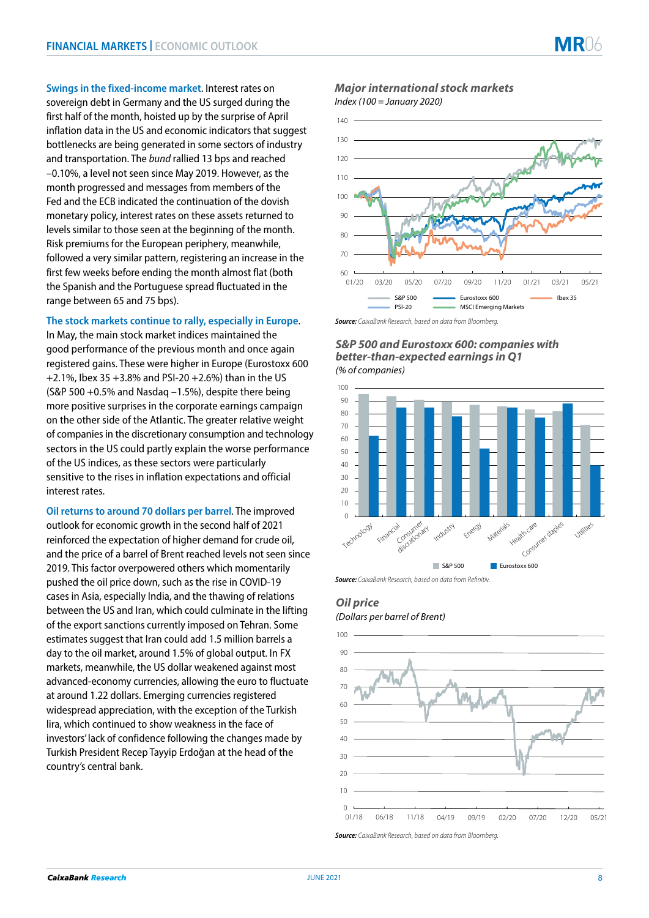**Swings in the fixed-income market**. Interest rates on sovereign debt in Germany and the US surged during the first half of the month, hoisted up by the surprise of April inflation data in the US and economic indicators that suggest bottlenecks are being generated in some sectors of industry and transportation. The *bund* rallied 13 bps and reached –0.10%, a level not seen since May 2019. However, as the month progressed and messages from members of the Fed and the ECB indicated the continuation of the dovish monetary policy, interest rates on these assets returned to levels similar to those seen at the beginning of the month. Risk premiums for the European periphery, meanwhile, followed a very similar pattern, registering an increase in the first few weeks before ending the month almost flat (both the Spanish and the Portuguese spread fluctuated in the range between 65 and 75 bps).

**The stock markets continue to rally, especially in Europe**. In May, the main stock market indices maintained the good performance of the previous month and once again registered gains. These were higher in Europe (Eurostoxx 600 +2.1%, Ibex 35 +3.8% and PSI-20 +2.6%) than in the US (S&P 500 +0.5% and Nasdaq –1.5%), despite there being more positive surprises in the corporate earnings campaign on the other side of the Atlantic. The greater relative weight of companies in the discretionary consumption and technology sectors in the US could partly explain the worse performance of the US indices, as these sectors were particularly sensitive to the rises in inflation expectations and official interest rates.

**Oil returns to around 70 dollars per barrel**. The improved outlook for economic growth in the second half of 2021 reinforced the expectation of higher demand for crude oil, and the price of a barrel of Brent reached levels not seen since 2019. This factor overpowered others which momentarily pushed the oil price down, such as the rise in COVID-19 cases in Asia, especially India, and the thawing of relations between the US and Iran, which could culminate in the lifting of the export sanctions currently imposed on Tehran. Some estimates suggest that Iran could add 1.5 million barrels a day to the oil market, around 1.5% of global output. In FX markets, meanwhile, the US dollar weakened against most advanced-economy currencies, allowing the euro to fluctuate at around 1.22 dollars. Emerging currencies registered widespread appreciation, with the exception of the Turkish lira, which continued to show weakness in the face of investors' lack of confidence following the changes made by Turkish President Recep Tayyip Erdoğan at the head of the country's central bank.

### Major international stock markets

*Index (100 = January 2020)*

140
130
120
110
100
90
80
70
60

01/20 03/20 05/20 07/20 09/20 11/20 01/21 03/21 05/21

S&P 500, Eurostoxx 600, Ibex 35, PSI-20, MSCI Emerging Markets

***Source:*** *CaixaBank Research, based on data from Bloomberg.*

### S&P 500 and Eurostoxx 600: companies with better-than-expected earnings in Q1

*(% of companies)*

100
90
80
70
60
50
40
30
20
10
0

Technology, Financial, Consumer discretionary, Industry, Energy, Materials, Health care, Consumer staples, Utilities

S&P 500, Eurostoxx 600

***Source:*** *CaixaBank Research, based on data from Refinitiv.*

### Oil price

*(Dollars per barrel of Brent)*

100
90
80
70
60
50
40
30
20
10
0

01/18 06/18 11/18 04/19 09/19 02/20 07/20 12/20 05/21

***Source:*** *CaixaBank Research, based on data from Bloomberg.*